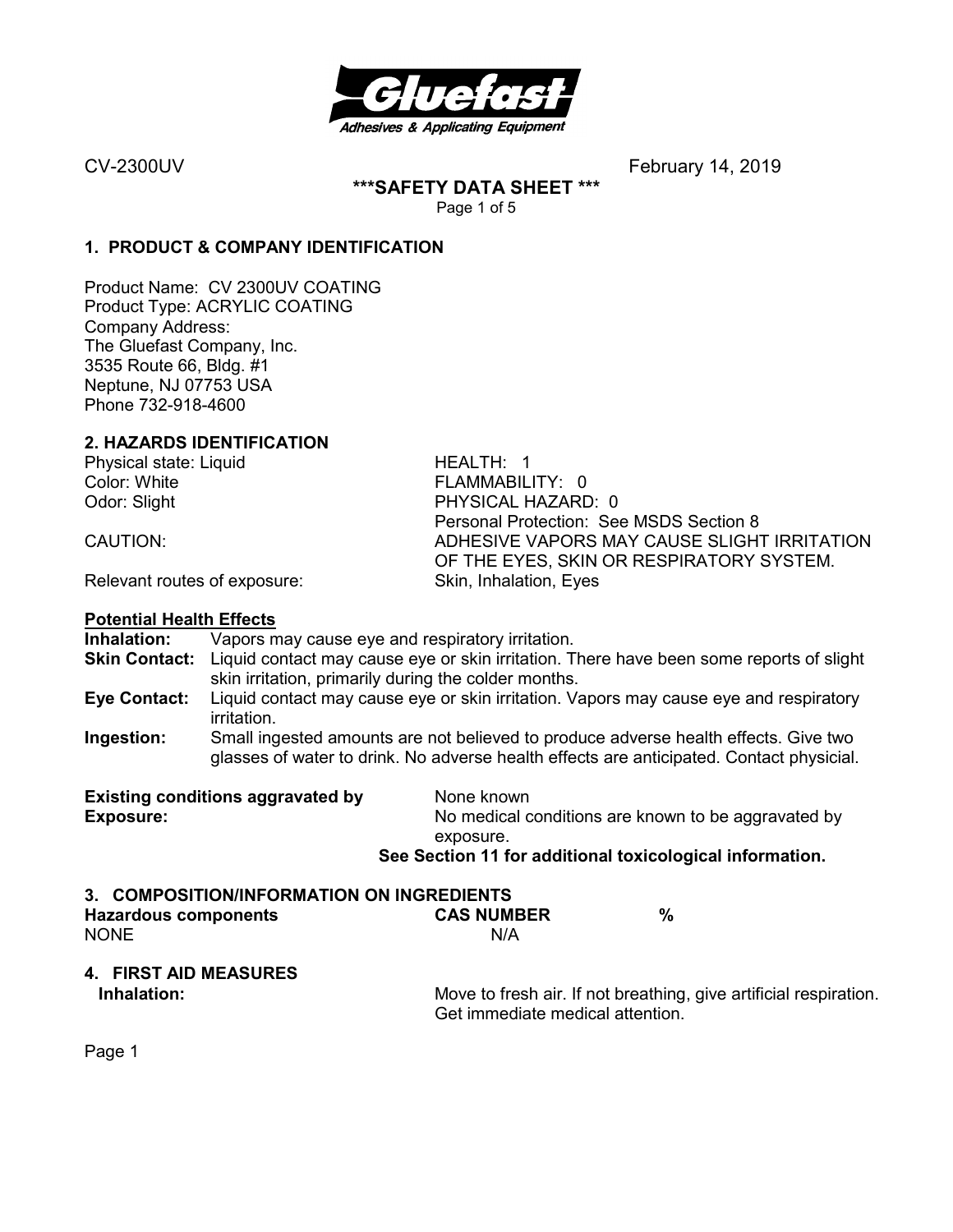CV-2300UV February 14, 2019

**\*\*\*SAFETY DATA SHEET \*\*\***

## 1. PRODUCT & COMPANY IDENTIFICATION

Product Name: CV 2300UV COATING
Product Type: ACRYLIC COATING
Company Address:
The Gluefast Company, Inc.
3535 Route 66, Bldg. #1
Neptune, NJ 07753 USA
Phone 732-918-4600

## 2. HAZARDS IDENTIFICATION

| | |
|---|---|
| Physical state: Liquid | HEALTH: 1 |
| Color: White | FLAMMABILITY: 0 |
| Odor: Slight | PHYSICAL HAZARD: 0 |
| | Personal Protection: See MSDS Section 8 |
| CAUTION: | ADHESIVE VAPORS MAY CAUSE SLIGHT IRRITATION OF THE EYES, SKIN OR RESPIRATORY SYSTEM. |
| Relevant routes of exposure: | Skin, Inhalation, Eyes |

### Potential Health Effects

**Inhalation:** Vapors may cause eye and respiratory irritation.

**Skin Contact:** Liquid contact may cause eye or skin irritation. There have been some reports of slight skin irritation, primarily during the colder months.

**Eye Contact:** Liquid contact may cause eye or skin irritation. Vapors may cause eye and respiratory irritation.

**Ingestion:** Small ingested amounts are not believed to produce adverse health effects. Give two glasses of water to drink. No adverse health effects are anticipated. Contact physicial.

**Existing conditions aggravated by Exposure:** None known
No medical conditions are known to be aggravated by exposure.

**See Section 11 for additional toxicological information.**

## 3. COMPOSITION/INFORMATION ON INGREDIENTS

| Hazardous components | CAS NUMBER | % |
|---|---|---|
| NONE | N/A | |

## 4. FIRST AID MEASURES

**Inhalation:** Move to fresh air. If not breathing, give artificial respiration. Get immediate medical attention.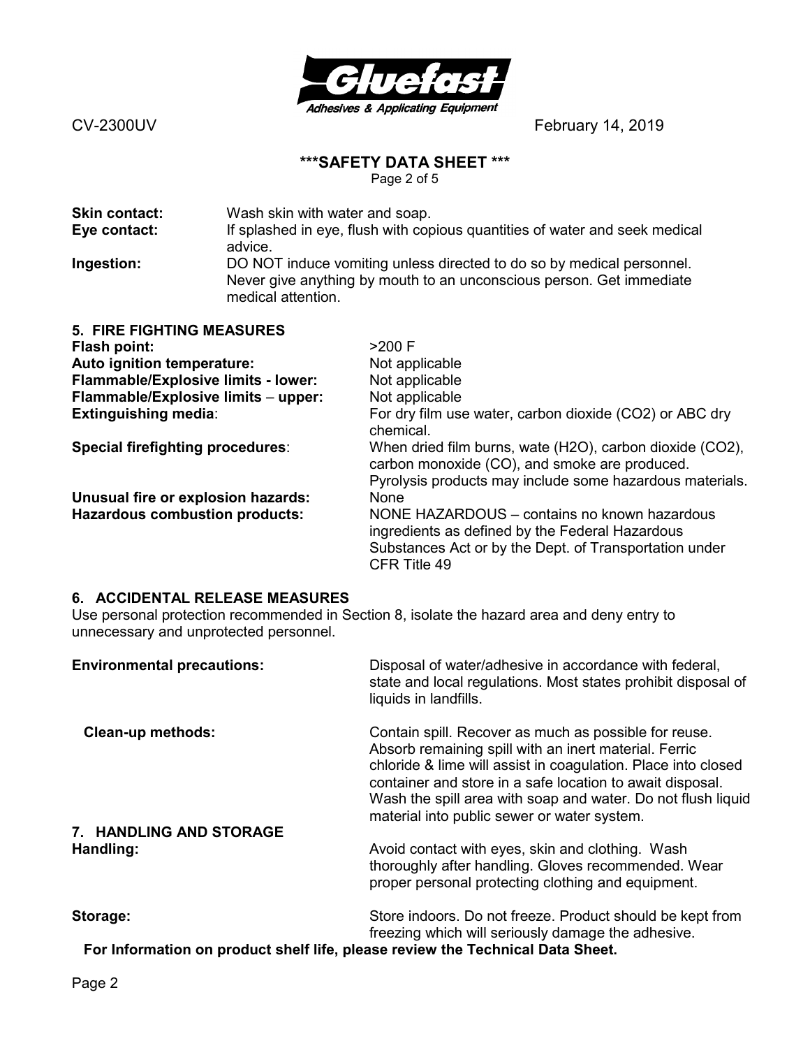**Skin contact:** Wash skin with water and soap.

**Eye contact:** If splashed in eye, flush with copious quantities of water and seek medical advice.

**Ingestion:** DO NOT induce vomiting unless directed to do so by medical personnel. Never give anything by mouth to an unconscious person. Get immediate medical attention.

## 5. FIRE FIGHTING MEASURES

**Flash point:** >200 F

**Auto ignition temperature:** Not applicable

**Flammable/Explosive limits - lower:** Not applicable

**Flammable/Explosive limits – upper:** Not applicable

**Extinguishing media**: For dry film use water, carbon dioxide (CO2) or ABC dry chemical.

**Special firefighting procedures**: When dried film burns, wate (H2O), carbon dioxide (CO2), carbon monoxide (CO), and smoke are produced. Pyrolysis products may include some hazardous materials.

**Unusual fire or explosion hazards:** None

**Hazardous combustion products:** NONE HAZARDOUS – contains no known hazardous ingredients as defined by the Federal Hazardous Substances Act or by the Dept. of Transportation under CFR Title 49

## 6. ACCIDENTAL RELEASE MEASURES

Use personal protection recommended in Section 8, isolate the hazard area and deny entry to unnecessary and unprotected personnel.

**Environmental precautions:** Disposal of water/adhesive in accordance with federal, state and local regulations. Most states prohibit disposal of liquids in landfills.

**Clean-up methods:** Contain spill. Recover as much as possible for reuse. Absorb remaining spill with an inert material. Ferric chloride & lime will assist in coagulation. Place into closed container and store in a safe location to await disposal. Wash the spill area with soap and water. Do not flush liquid material into public sewer or water system.

## 7. HANDLING AND STORAGE

**Handling:** Avoid contact with eyes, skin and clothing. Wash thoroughly after handling. Gloves recommended. Wear proper personal protecting clothing and equipment.

**Storage:** Store indoors. Do not freeze. Product should be kept from freezing which will seriously damage the adhesive.

**For Information on product shelf life, please review the Technical Data Sheet.**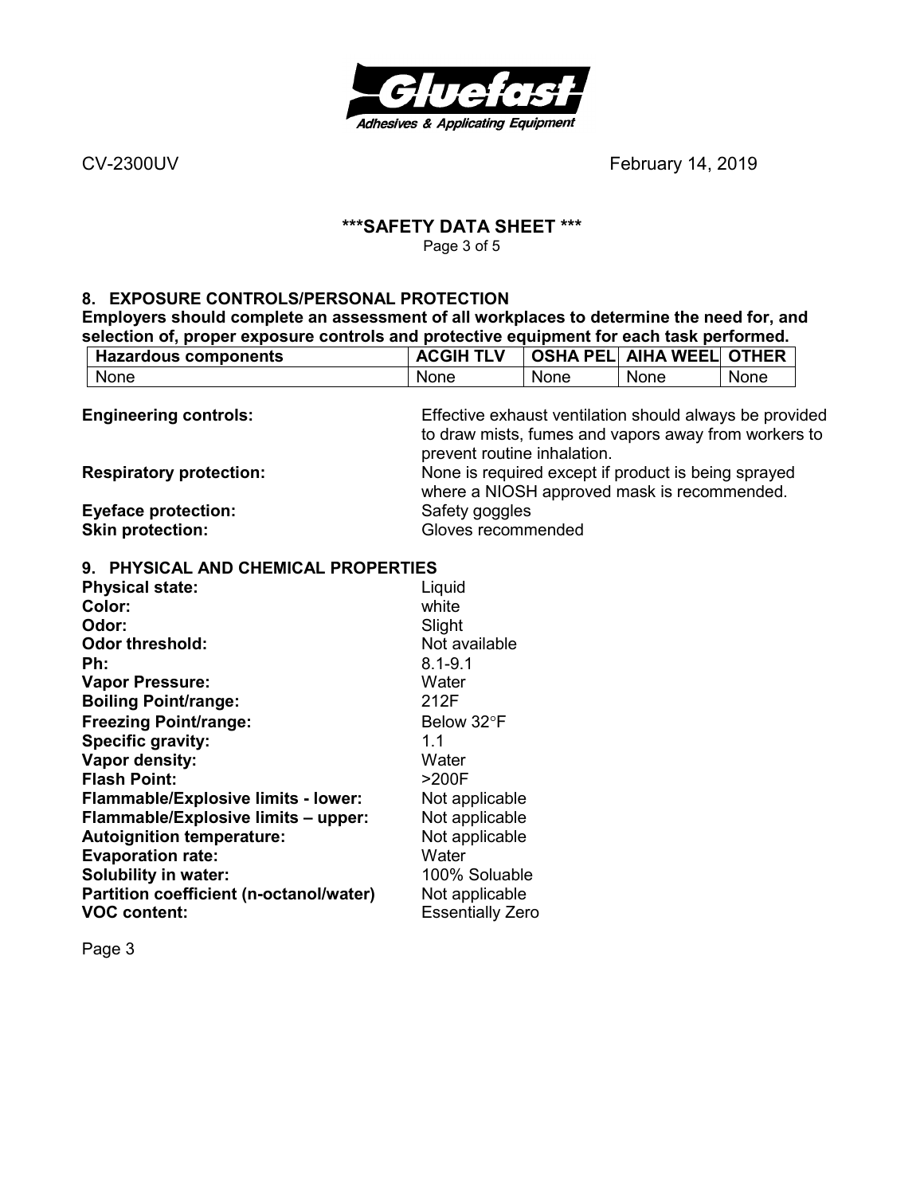# 8. EXPOSURE CONTROLS/PERSONAL PROTECTION

**Employers should complete an assessment of all workplaces to determine the need for, and selection of, proper exposure controls and protective equipment for each task performed.**

| Hazardous components | ACGIH TLV | OSHA PEL | AIHA WEEL | OTHER |
|---|---|---|---|---|
| None | None | None | None | None |

**Engineering controls:** Effective exhaust ventilation should always be provided to draw mists, fumes and vapors away from workers to prevent routine inhalation.

**Respiratory protection:** None is required except if product is being sprayed where a NIOSH approved mask is recommended.

**Eyeface protection:** Safety goggles

**Skin protection:** Gloves recommended

# 9. PHYSICAL AND CHEMICAL PROPERTIES

**Physical state:** Liquid
**Color:** white
**Odor:** Slight
**Odor threshold:** Not available
**Ph:** 8.1-9.1
**Vapor Pressure:** Water
**Boiling Point/range:** 212F
**Freezing Point/range:** Below 32°F
**Specific gravity:** 1.1
**Vapor density:** Water
**Flash Point:** >200F
**Flammable/Explosive limits - lower:** Not applicable
**Flammable/Explosive limits – upper:** Not applicable
**Autoignition temperature:** Not applicable
**Evaporation rate:** Water
**Solubility in water:** 100% Soluable
**Partition coefficient (n-octanol/water)** Not applicable
**VOC content:** Essentially Zero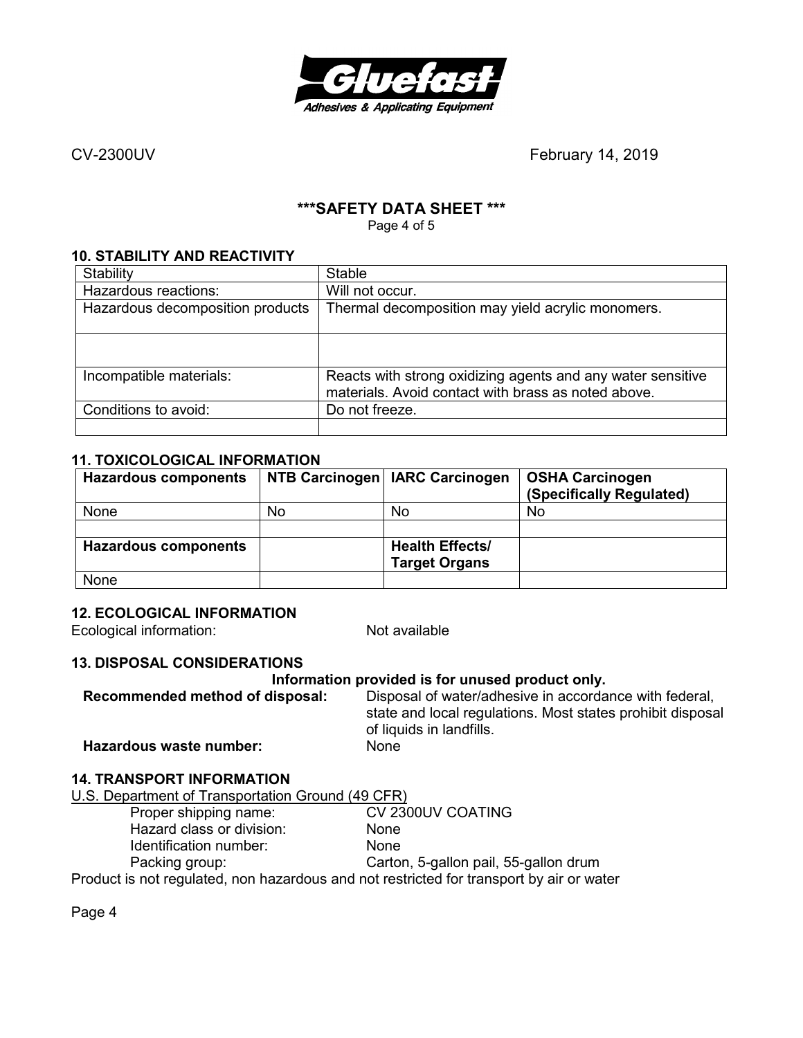CV-2300UV February 14, 2019

## ***SAFETY DATA SHEET ***

### 10. STABILITY AND REACTIVITY

| Stability | Stable |
|---|---|
| Hazardous reactions: | Will not occur. |
| Hazardous decomposition products | Thermal decomposition may yield acrylic monomers. |
| | |
| Incompatible materials: | Reacts with strong oxidizing agents and any water sensitive materials. Avoid contact with brass as noted above. |
| Conditions to avoid: | Do not freeze. |
| | |

### 11. TOXICOLOGICAL INFORMATION

| **Hazardous components** | **NTB Carcinogen** | **IARC Carcinogen** | **OSHA Carcinogen (Specifically Regulated)** |
|---|---|---|---|
| None | No | No | No |
| | | | |
| **Hazardous components** | | **Health Effects/ Target Organs** | |
| None | | | |

### 12. ECOLOGICAL INFORMATION

Ecological information: Not available

### 13. DISPOSAL CONSIDERATIONS

**Information provided is for unused product only.**

**Recommended method of disposal:** Disposal of water/adhesive in accordance with federal, state and local regulations. Most states prohibit disposal of liquids in landfills.

**Hazardous waste number:** None

### 14. TRANSPORT INFORMATION

U.S. Department of Transportation Ground (49 CFR)

- Proper shipping name: CV 2300UV COATING
- Hazard class or division: None
- Identification number: None
- Packing group: Carton, 5-gallon pail, 55-gallon drum

Product is not regulated, non hazardous and not restricted for transport by air or water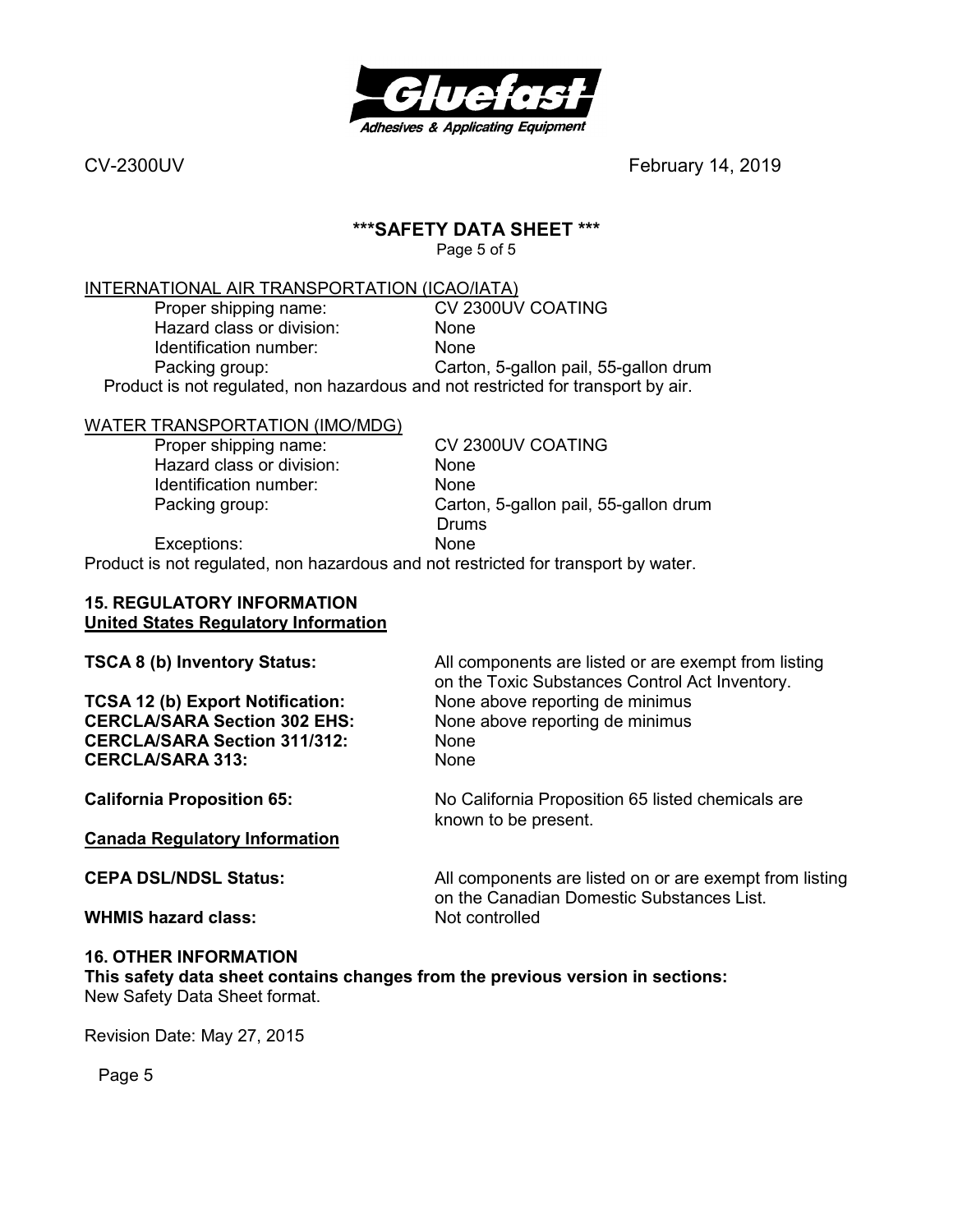INTERNATIONAL AIR TRANSPORTATION (ICAO/IATA)

| | |
|---|---|
| Proper shipping name: | CV 2300UV COATING |
| Hazard class or division: | None |
| Identification number: | None |
| Packing group: | Carton, 5-gallon pail, 55-gallon drum |

Product is not regulated, non hazardous and not restricted for transport by air.

WATER TRANSPORTATION (IMO/MDG)

| | |
|---|---|
| Proper shipping name: | CV 2300UV COATING |
| Hazard class or division: | None |
| Identification number: | None |
| Packing group: | Carton, 5-gallon pail, 55-gallon drum Drums |
| Exceptions: | None |

Product is not regulated, non hazardous and not restricted for transport by water.

## 15. REGULATORY INFORMATION

**United States Regulatory Information**

| | |
|---|---|
| **TSCA 8 (b) Inventory Status:** | All components are listed or are exempt from listing on the Toxic Substances Control Act Inventory. |
| **TCSA 12 (b) Export Notification:** | None above reporting de minimus |
| **CERCLA/SARA Section 302 EHS:** | None above reporting de minimus |
| **CERCLA/SARA Section 311/312:** | None |
| **CERCLA/SARA 313:** | None |
| **California Proposition 65:** | No California Proposition 65 listed chemicals are known to be present. |

**Canada Regulatory Information**

| | |
|---|---|
| **CEPA DSL/NDSL Status:** | All components are listed on or are exempt from listing on the Canadian Domestic Substances List. |
| **WHMIS hazard class:** | Not controlled |

## 16. OTHER INFORMATION

**This safety data sheet contains changes from the previous version in sections:**
New Safety Data Sheet format.

Revision Date: May 27, 2015